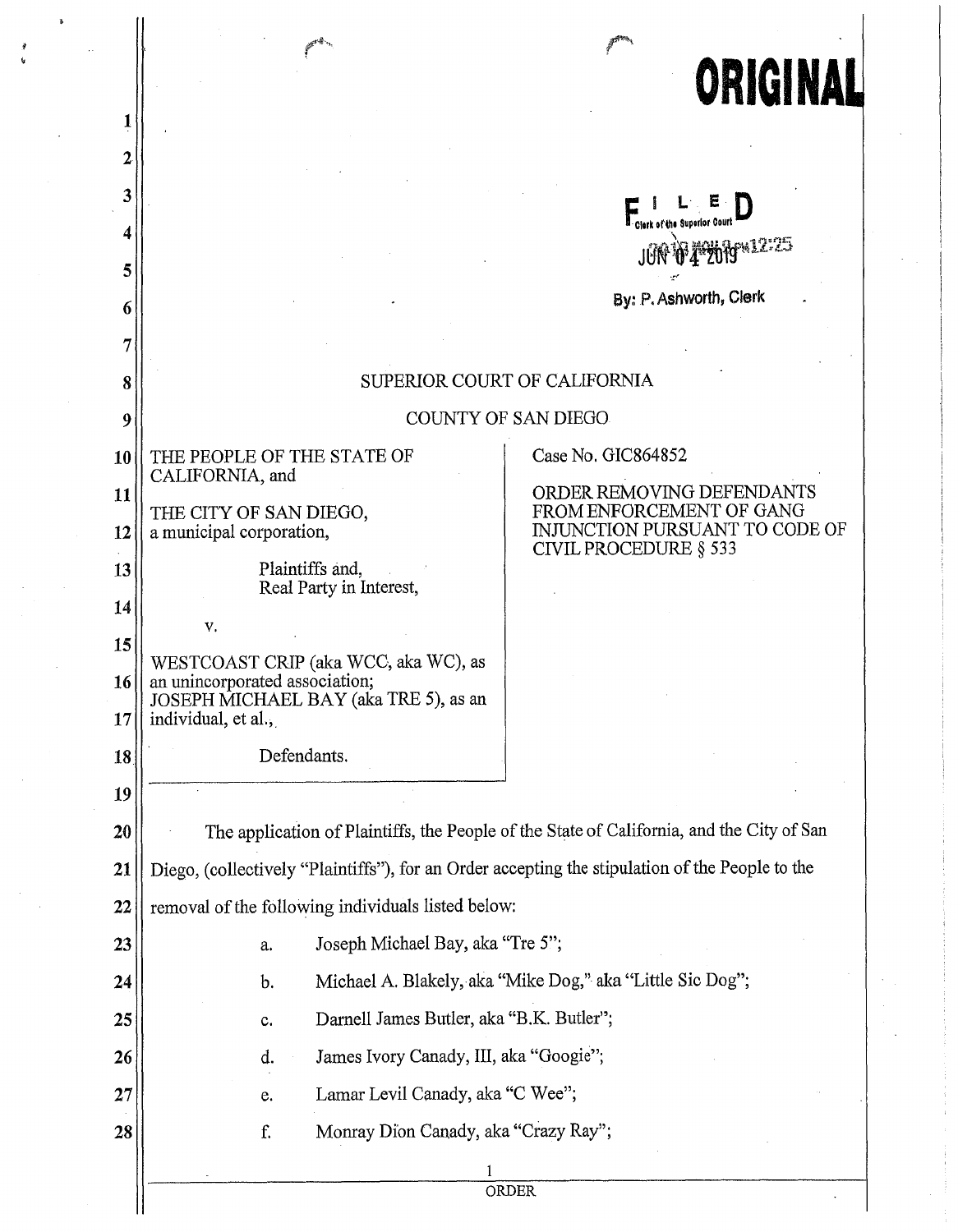ORIGINAL

FILED
Clerk of the Superior Court
JUN 04 2019

By: P. Ashworth, Clerk

SUPERIOR COURT OF CALIFORNIA

COUNTY OF SAN DIEGO

| | |
|---|---|
| THE PEOPLE OF THE STATE OF CALIFORNIA, and<br><br>THE CITY OF SAN DIEGO, a municipal corporation,<br><br>Plaintiffs and, Real Party in Interest,<br><br>v.<br><br>WESTCOAST CRIP (aka WCC, aka WC), as an unincorporated association; JOSEPH MICHAEL BAY (aka TRE 5), as an individual, et al.,<br><br>Defendants. | Case No. GIC864852<br><br>ORDER REMOVING DEFENDANTS FROM ENFORCEMENT OF GANG INJUNCTION PURSUANT TO CODE OF CIVIL PROCEDURE § 533 |

The application of Plaintiffs, the People of the State of California, and the City of San Diego, (collectively "Plaintiffs"), for an Order accepting the stipulation of the People to the removal of the following individuals listed below:

a. Joseph Michael Bay, aka "Tre 5";

b. Michael A. Blakely, aka "Mike Dog," aka "Little Sic Dog";

c. Darnell James Butler, aka "B.K. Butler";

d. James Ivory Canady, III, aka "Googie";

e. Lamar Levil Canady, aka "C Wee";

f. Monray Dion Canady, aka "Crazy Ray";

ORDER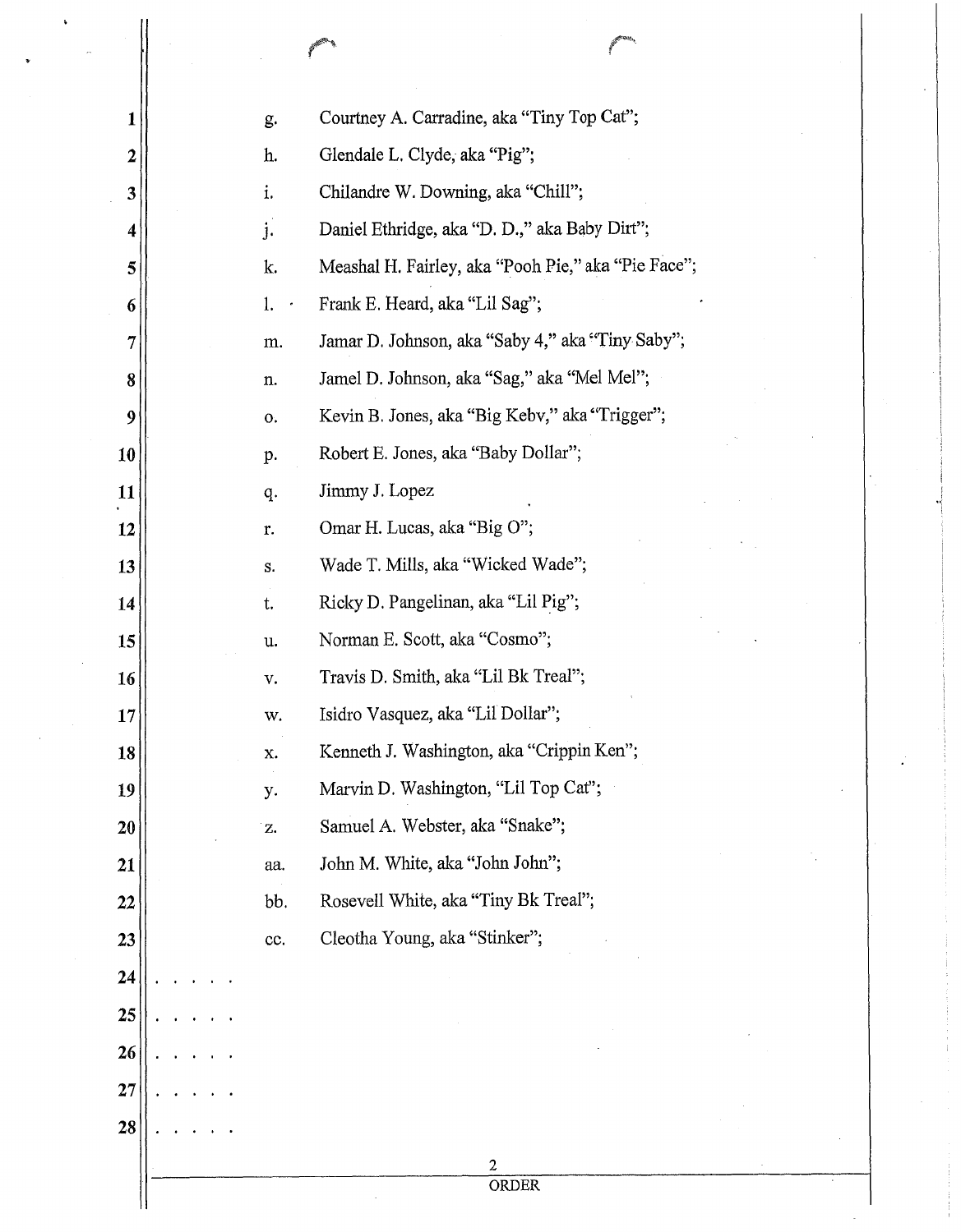g. Courtney A. Carradine, aka "Tiny Top Cat";

h. Glendale L. Clyde, aka "Pig";

i. Chilandre W. Downing, aka "Chill";

j. Daniel Ethridge, aka "D. D.," aka Baby Dirt";

k. Meashal H. Fairley, aka "Pooh Pie," aka "Pie Face";

l. Frank E. Heard, aka "Lil Sag";

m. Jamar D. Johnson, aka "Saby 4," aka "Tiny Saby";

n. Jamel D. Johnson, aka "Sag," aka "Mel Mel";

o. Kevin B. Jones, aka "Big Kebv," aka "Trigger";

p. Robert E. Jones, aka "Baby Dollar";

q. Jimmy J. Lopez

r. Omar H. Lucas, aka "Big O";

s. Wade T. Mills, aka "Wicked Wade";

t. Ricky D. Pangelinan, aka "Lil Pig";

u. Norman E. Scott, aka "Cosmo";

v. Travis D. Smith, aka "Lil Bk Treal";

w. Isidro Vasquez, aka "Lil Dollar";

x. Kenneth J. Washington, aka "Crippin Ken";

y. Marvin D. Washington, "Lil Top Cat";

z. Samuel A. Webster, aka "Snake";

aa. John M. White, aka "John John";

bb. Rosevell White, aka "Tiny Bk Treal";

cc. Cleotha Young, aka "Stinker";

. . . . .

. . . . .

. . . . .

. . . . .

. . . . .

ORDER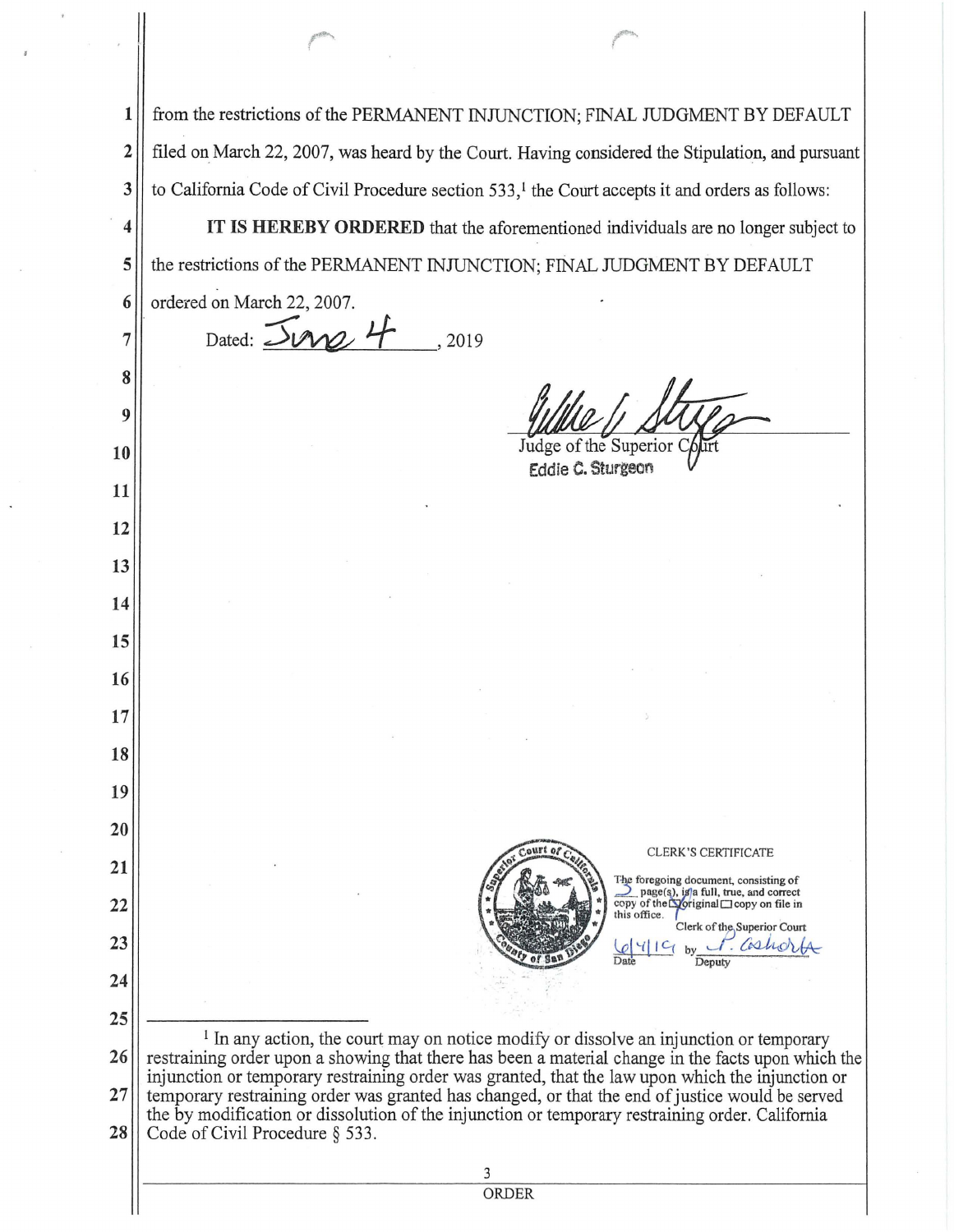from the restrictions of the PERMANENT INJUNCTION; FINAL JUDGMENT BY DEFAULT filed on March 22, 2007, was heard by the Court. Having considered the Stipulation, and pursuant to California Code of Civil Procedure section 533,[1] the Court accepts it and orders as follows:

**IT IS HEREBY ORDERED** that the aforementioned individuals are no longer subject to the restrictions of the PERMANENT INJUNCTION; FINAL JUDGMENT BY DEFAULT ordered on March 22, 2007.

Dated: June 4, 2019

Judge of the Superior Court
Eddie C. Sturgeon

CLERK'S CERTIFICATE

The foregoing document, consisting of 3 page(s), is a full, true, and correct copy of the original copy on file in this office.

Clerk of the Superior Court

6/4/19 by P. Cashorta
Date Deputy

---

[1] In any action, the court may on notice modify or dissolve an injunction or temporary restraining order upon a showing that there has been a material change in the facts upon which the injunction or temporary restraining order was granted, that the law upon which the injunction or temporary restraining order was granted has changed, or that the end of justice would be served the by modification or dissolution of the injunction or temporary restraining order. California Code of Civil Procedure § 533.

ORDER